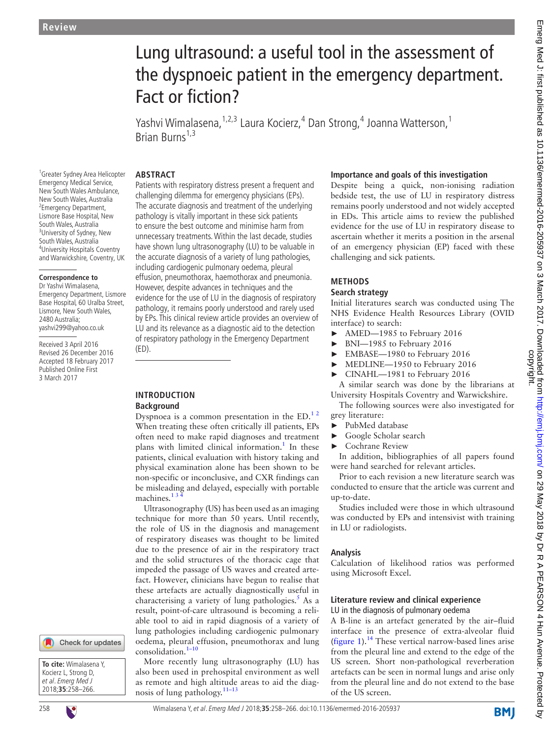# Lung ultrasound: a useful tool in the assessment of the dyspnoeic patient in the emergency department. Fact or fiction?

Yashvi Wimalasena,[1,2,3] Laura Kocierz,[4] Dan Strong,[4] Joanna Watterson,[1] Brian Burns[1,3]

[1]Greater Sydney Area Helicopter Emergency Medical Service, New South Wales Ambulance, New South Wales, Australia
[2]Emergency Department, Lismore Base Hospital, New South Wales, Australia
[3]University of Sydney, New South Wales, Australia
[4]University Hospitals Coventry and Warwickshire, Coventry, UK

**Correspondence to**
Dr Yashvi Wimalasena, Emergency Department, Lismore Base Hospital, 60 Uralba Street, Lismore, New South Wales, 2480 Australia; yashvi299@yahoo.co.uk

Received 3 April 2016
Revised 26 December 2016
Accepted 18 February 2017
Published Online First 3 March 2017

**To cite:** Wimalasena Y, Kocierz L, Strong D, *et al. Emerg Med J* 2018;**35**:258–266.

## ABSTRACT

Patients with respiratory distress present a frequent and challenging dilemma for emergency physicians (EPs). The accurate diagnosis and treatment of the underlying pathology is vitally important in these sick patients to ensure the best outcome and minimise harm from unnecessary treatments. Within the last decade, studies have shown lung ultrasonography (LU) to be valuable in the accurate diagnosis of a variety of lung pathologies, including cardiogenic pulmonary oedema, pleural effusion, pneumothorax, haemothorax and pneumonia. However, despite advances in techniques and the evidence for the use of LU in the diagnosis of respiratory pathology, it remains poorly understood and rarely used by EPs. This clinical review article provides an overview of LU and its relevance as a diagnostic aid to the detection of respiratory pathology in the Emergency Department (ED).

## INTRODUCTION

### Background

Dyspnoea is a common presentation in the ED.[1,2] When treating these often critically ill patients, EPs often need to make rapid diagnoses and treatment plans with limited clinical information.[1] In these patients, clinical evaluation with history taking and physical examination alone has been shown to be non-specific or inconclusive, and CXR findings can be misleading and delayed, especially with portable machines.[1,3,4]

Ultrasonography (US) has been used as an imaging technique for more than 50 years. Until recently, the role of US in the diagnosis and management of respiratory diseases was thought to be limited due to the presence of air in the respiratory tract and the solid structures of the thoracic cage that impeded the passage of US waves and created artefact. However, clinicians have begun to realise that these artefacts are actually diagnostically useful in characterising a variety of lung pathologies.[5] As a result, point-of-care ultrasound is becoming a reliable tool to aid in rapid diagnosis of a variety of lung pathologies including cardiogenic pulmonary oedema, pleural effusion, pneumothorax and lung consolidation.[1–10]

More recently lung ultrasonography (LU) has also been used in prehospital environment as well as remote and high altitude areas to aid the diagnosis of lung pathology.[11–13]

### Importance and goals of this investigation

Despite being a quick, non-ionising radiation bedside test, the use of LU in respiratory distress remains poorly understood and not widely accepted in EDs. This article aims to review the published evidence for the use of LU in respiratory disease to ascertain whether it merits a position in the arsenal of an emergency physician (EP) faced with these challenging and sick patients.

## METHODS

### Search strategy

Initial literatures search was conducted using The NHS Evidence Health Resources Library (OVID interface) to search:

- AMED—1985 to February 2016
- BNI—1985 to February 2016
- EMBASE—1980 to February 2016
- MEDLINE—1950 to February 2016
- CINAHL—1981 to February 2016

A similar search was done by the librarians at University Hospitals Coventry and Warwickshire.

The following sources were also investigated for grey literature:

- PubMed database
- Google Scholar search
- Cochrane Review

In addition, bibliographies of all papers found were hand searched for relevant articles.

Prior to each revision a new literature search was conducted to ensure that the article was current and up-to-date.

Studies included were those in which ultrasound was conducted by EPs and intensivist with training in LU or radiologists.

### Analysis

Calculation of likelihood ratios was performed using Microsoft Excel.

### Literature review and clinical experience

LU in the diagnosis of pulmonary oedema

A B-line is an artefact generated by the air–fluid interface in the presence of extra-alveolar fluid (figure 1).[14] These vertical narrow-based lines arise from the pleural line and extend to the edge of the US screen. Short non-pathological reverberation artefacts can be seen in normal lungs and arise only from the pleural line and do not extend to the base of the US screen.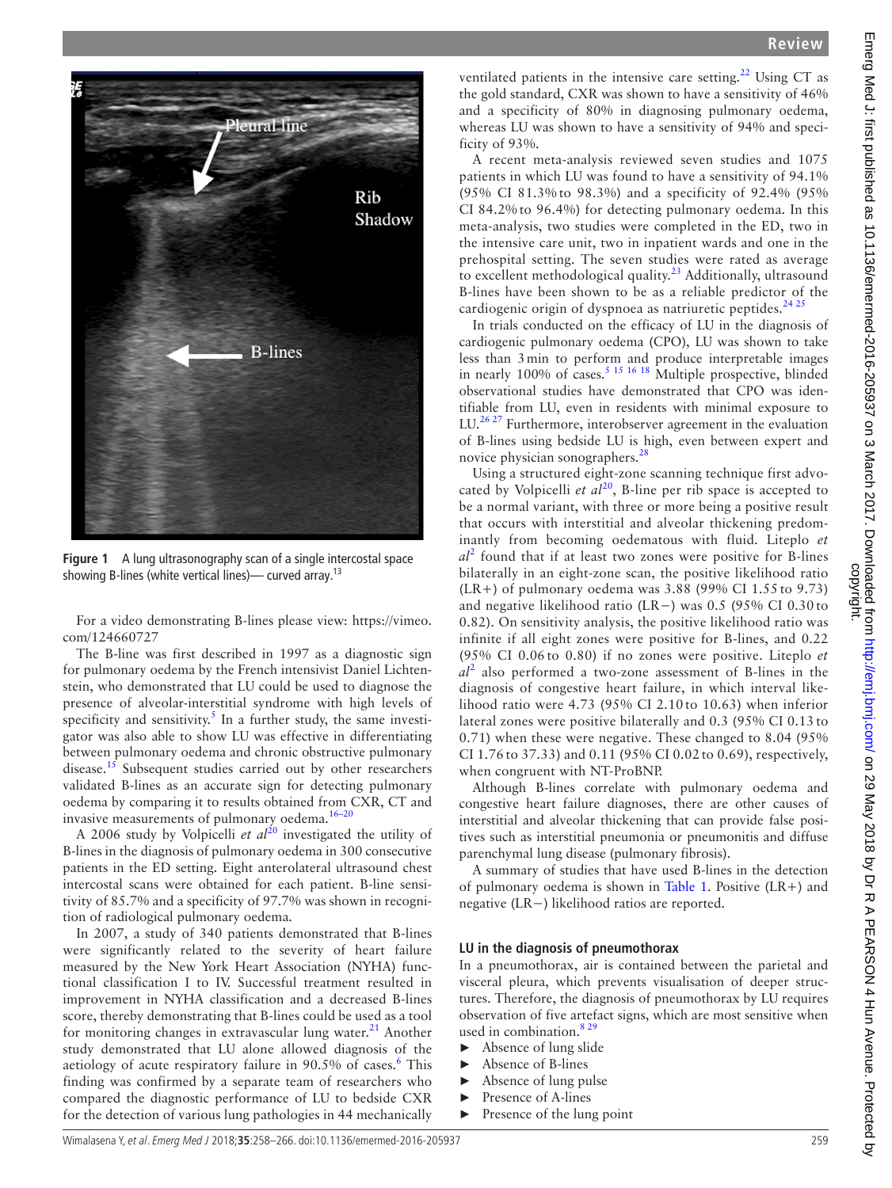Figure 1 A lung ultrasonography scan of a single intercostal space showing B-lines (white vertical lines)— curved array.[13]

For a video demonstrating B-lines please view: https://vimeo.com/124660727

The B-line was first described in 1997 as a diagnostic sign for pulmonary oedema by the French intensivist Daniel Lichtenstein, who demonstrated that LU could be used to diagnose the presence of alveolar-interstitial syndrome with high levels of specificity and sensitivity.[5] In a further study, the same investigator was also able to show LU was effective in differentiating between pulmonary oedema and chronic obstructive pulmonary disease.[15] Subsequent studies carried out by other researchers validated B-lines as an accurate sign for detecting pulmonary oedema by comparing it to results obtained from CXR, CT and invasive measurements of pulmonary oedema.[16–20]

A 2006 study by Volpicelli *et al*[20] investigated the utility of B-lines in the diagnosis of pulmonary oedema in 300 consecutive patients in the ED setting. Eight anterolateral ultrasound chest intercostal scans were obtained for each patient. B-line sensitivity of 85.7% and a specificity of 97.7% was shown in recognition of radiological pulmonary oedema.

In 2007, a study of 340 patients demonstrated that B-lines were significantly related to the severity of heart failure measured by the New York Heart Association (NYHA) functional classification I to IV. Successful treatment resulted in improvement in NYHA classification and a decreased B-lines score, thereby demonstrating that B-lines could be used as a tool for monitoring changes in extravascular lung water.[21] Another study demonstrated that LU alone allowed diagnosis of the aetiology of acute respiratory failure in 90.5% of cases.[6] This finding was confirmed by a separate team of researchers who compared the diagnostic performance of LU to bedside CXR for the detection of various lung pathologies in 44 mechanically ventilated patients in the intensive care setting.[22] Using CT as the gold standard, CXR was shown to have a sensitivity of 46% and a specificity of 80% in diagnosing pulmonary oedema, whereas LU was shown to have a sensitivity of 94% and specificity of 93%.

A recent meta-analysis reviewed seven studies and 1075 patients in which LU was found to have a sensitivity of 94.1% (95% CI 81.3% to 98.3%) and a specificity of 92.4% (95% CI 84.2% to 96.4%) for detecting pulmonary oedema. In this meta-analysis, two studies were completed in the ED, two in the intensive care unit, two in inpatient wards and one in the prehospital setting. The seven studies were rated as average to excellent methodological quality.[23] Additionally, ultrasound B-lines have been shown to be as a reliable predictor of the cardiogenic origin of dyspnoea as natriuretic peptides.[24 25]

In trials conducted on the efficacy of LU in the diagnosis of cardiogenic pulmonary oedema (CPO), LU was shown to take less than 3 min to perform and produce interpretable images in nearly 100% of cases.[5 15 16 18] Multiple prospective, blinded observational studies have demonstrated that CPO was identifiable from LU, even in residents with minimal exposure to LU.[26 27] Furthermore, interobserver agreement in the evaluation of B-lines using bedside LU is high, even between expert and novice physician sonographers.[28]

Using a structured eight-zone scanning technique first advocated by Volpicelli *et al*[20], B-line per rib space is accepted to be a normal variant, with three or more being a positive result that occurs with interstitial and alveolar thickening predominantly from becoming oedematous with fluid. Liteplo *et al*[2] found that if at least two zones were positive for B-lines bilaterally in an eight-zone scan, the positive likelihood ratio (LR+) of pulmonary oedema was 3.88 (99% CI 1.55 to 9.73) and negative likelihood ratio (LR−) was 0.5 (95% CI 0.30 to 0.82). On sensitivity analysis, the positive likelihood ratio was infinite if all eight zones were positive for B-lines, and 0.22 (95% CI 0.06 to 0.80) if no zones were positive. Liteplo *et al*[2] also performed a two-zone assessment of B-lines in the diagnosis of congestive heart failure, in which interval likelihood ratio were 4.73 (95% CI 2.10 to 10.63) when inferior lateral zones were positive bilaterally and 0.3 (95% CI 0.13 to 0.71) when these were negative. These changed to 8.04 (95% CI 1.76 to 37.33) and 0.11 (95% CI 0.02 to 0.69), respectively, when congruent with NT-ProBNP.

Although B-lines correlate with pulmonary oedema and congestive heart failure diagnoses, there are other causes of interstitial and alveolar thickening that can provide false positives such as interstitial pneumonia or pneumonitis and diffuse parenchymal lung disease (pulmonary fibrosis).

A summary of studies that have used B-lines in the detection of pulmonary oedema is shown in Table 1. Positive (LR+) and negative (LR−) likelihood ratios are reported.

## LU in the diagnosis of pneumothorax

In a pneumothorax, air is contained between the parietal and visceral pleura, which prevents visualisation of deeper structures. Therefore, the diagnosis of pneumothorax by LU requires observation of five artefact signs, which are most sensitive when used in combination.[8 29]

- Absence of lung slide
- Absence of B-lines
- Absence of lung pulse
- Presence of A-lines
- Presence of the lung point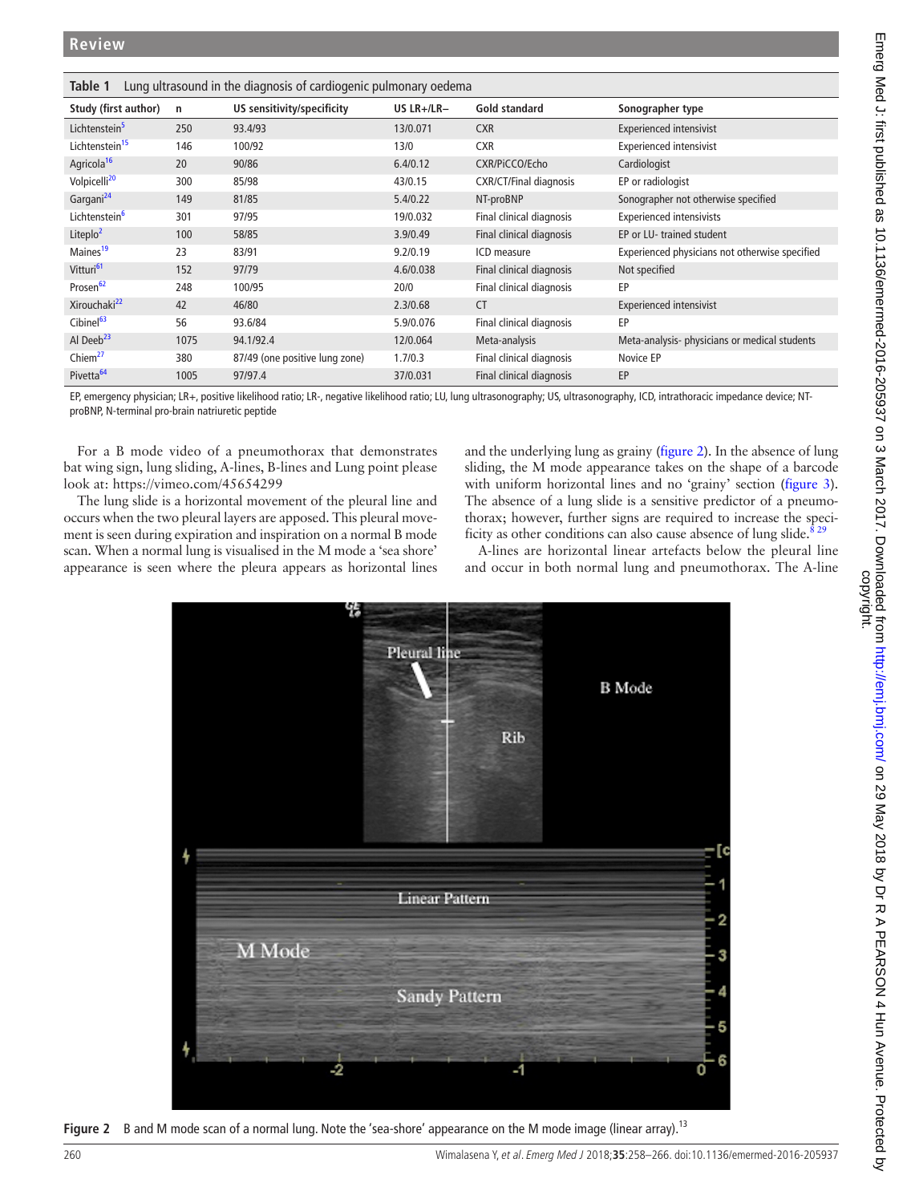**Table 1** Lung ultrasound in the diagnosis of cardiogenic pulmonary oedema

| Study (first author) | n | US sensitivity/specificity | US LR+/LR− | Gold standard | Sonographer type |
|---|---|---|---|---|---|
| Lichtenstein[5] | 250 | 93.4/93 | 13/0.071 | CXR | Experienced intensivist |
| Lichtenstein[15] | 146 | 100/92 | 13/0 | CXR | Experienced intensivist |
| Agricola[16] | 20 | 90/86 | 6.4/0.12 | CXR/PiCCO/Echo | Cardiologist |
| Volpicelli[20] | 300 | 85/98 | 43/0.15 | CXR/CT/Final diagnosis | EP or radiologist |
| Gargani[24] | 149 | 81/85 | 5.4/0.22 | NT-proBNP | Sonographer not otherwise specified |
| Lichtenstein[6] | 301 | 97/95 | 19/0.032 | Final clinical diagnosis | Experienced intensivists |
| Liteplo[2] | 100 | 58/85 | 3.9/0.49 | Final clinical diagnosis | EP or LU- trained student |
| Maines[19] | 23 | 83/91 | 9.2/0.19 | ICD measure | Experienced physicians not otherwise specified |
| Vitturi[61] | 152 | 97/79 | 4.6/0.038 | Final clinical diagnosis | Not specified |
| Prosen[62] | 248 | 100/95 | 20/0 | Final clinical diagnosis | EP |
| Xirouchaki[22] | 42 | 46/80 | 2.3/0.68 | CT | Experienced intensivist |
| Cibinel[63] | 56 | 93.6/84 | 5.9/0.076 | Final clinical diagnosis | EP |
| Al Deeb[23] | 1075 | 94.1/92.4 | 12/0.064 | Meta-analysis | Meta-analysis- physicians or medical students |
| Chiem[27] | 380 | 87/49 (one positive lung zone) | 1.7/0.3 | Final clinical diagnosis | Novice EP |
| Pivetta[64] | 1005 | 97/97.4 | 37/0.031 | Final clinical diagnosis | EP |

EP, emergency physician; LR+, positive likelihood ratio; LR-, negative likelihood ratio; LU, lung ultrasonography; US, ultrasonography, ICD, intrathoracic impedance device; NT-proBNP, N-terminal pro-brain natriuretic peptide

For a B mode video of a pneumothorax that demonstrates bat wing sign, lung sliding, A-lines, B-lines and Lung point please look at: https://vimeo.com/45654299

The lung slide is a horizontal movement of the pleural line and occurs when the two pleural layers are apposed. This pleural movement is seen during expiration and inspiration on a normal B mode scan. When a normal lung is visualised in the M mode a 'sea shore' appearance is seen where the pleura appears as horizontal lines and the underlying lung as grainy (figure 2). In the absence of lung sliding, the M mode appearance takes on the shape of a barcode with uniform horizontal lines and no 'grainy' section (figure 3). The absence of a lung slide is a sensitive predictor of a pneumothorax; however, further signs are required to increase the specificity as other conditions can also cause absence of lung slide.[8 29]

A-lines are horizontal linear artefacts below the pleural line and occur in both normal lung and pneumothorax. The A-line

**Figure 2** B and M mode scan of a normal lung. Note the 'sea-shore' appearance on the M mode image (linear array).[13]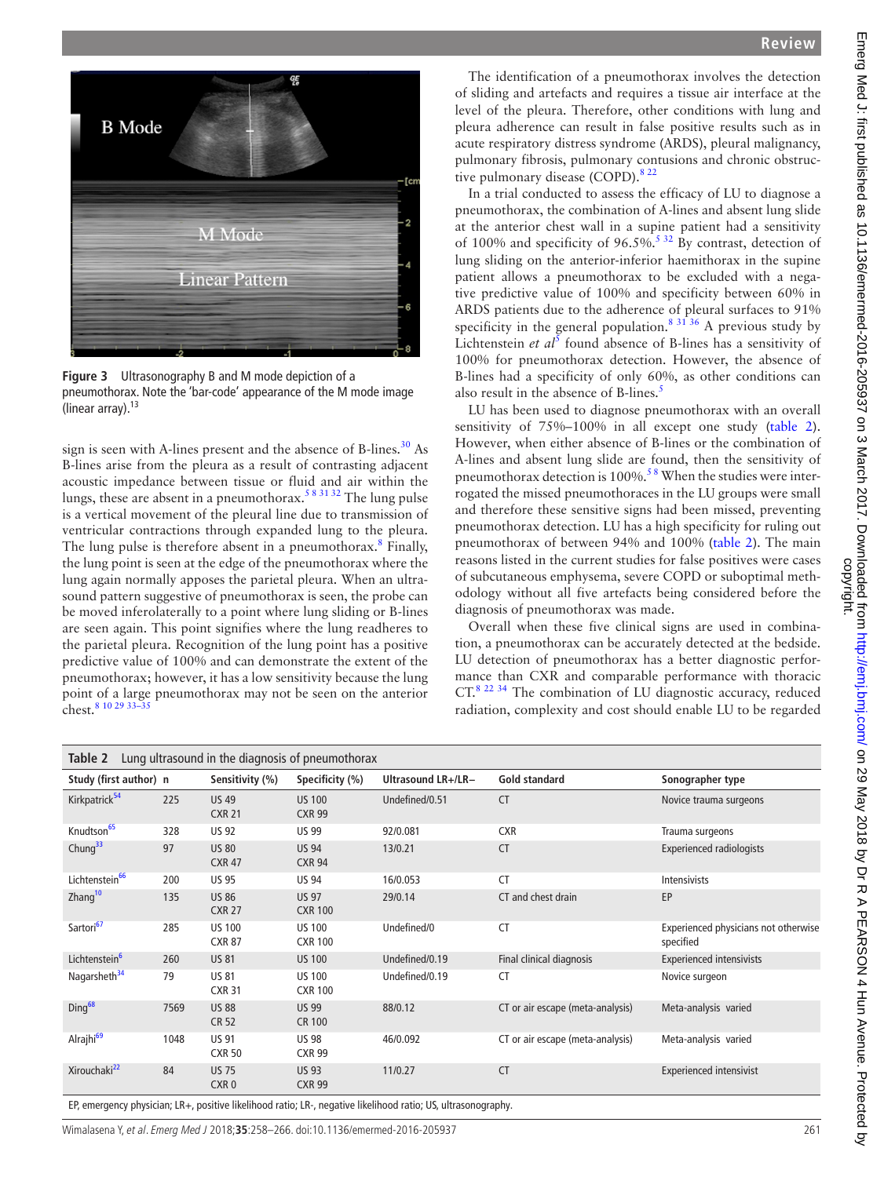Figure 3 Ultrasonography B and M mode depiction of a pneumothorax. Note the 'bar-code' appearance of the M mode image (linear array).[13]

sign is seen with A-lines present and the absence of B-lines.[30] As B-lines arise from the pleura as a result of contrasting adjacent acoustic impedance between tissue or fluid and air within the lungs, these are absent in a pneumothorax.[5 8 31 32] The lung pulse is a vertical movement of the pleural line due to transmission of ventricular contractions through expanded lung to the pleura. The lung pulse is therefore absent in a pneumothorax.[8] Finally, the lung point is seen at the edge of the pneumothorax where the lung again normally apposes the parietal pleura. When an ultrasound pattern suggestive of pneumothorax is seen, the probe can be moved inferolaterally to a point where lung sliding or B-lines are seen again. This point signifies where the lung readheres to the parietal pleura. Recognition of the lung point has a positive predictive value of 100% and can demonstrate the extent of the pneumothorax; however, it has a low sensitivity because the lung point of a large pneumothorax may not be seen on the anterior chest.[8 10 29 33–35]

The identification of a pneumothorax involves the detection of sliding and artefacts and requires a tissue air interface at the level of the pleura. Therefore, other conditions with lung and pleura adherence can result in false positive results such as in acute respiratory distress syndrome (ARDS), pleural malignancy, pulmonary fibrosis, pulmonary contusions and chronic obstructive pulmonary disease (COPD).[8 22]

In a trial conducted to assess the efficacy of LU to diagnose a pneumothorax, the combination of A-lines and absent lung slide at the anterior chest wall in a supine patient had a sensitivity of 100% and specificity of 96.5%.[5 32] By contrast, detection of lung sliding on the anterior-inferior haemithorax in the supine patient allows a pneumothorax to be excluded with a negative predictive value of 100% and specificity between 60% in ARDS patients due to the adherence of pleural surfaces to 91% specificity in the general population.[8 31 36] A previous study by Lichtenstein *et al*[5] found absence of B-lines has a sensitivity of 100% for pneumothorax detection. However, the absence of B-lines had a specificity of only 60%, as other conditions can also result in the absence of B-lines.[5]

LU has been used to diagnose pneumothorax with an overall sensitivity of 75%–100% in all except one study (table 2). However, when either absence of B-lines or the combination of A-lines and absent lung slide are found, then the sensitivity of pneumothorax detection is 100%.[5 8] When the studies were interrogated the missed pneumothoraces in the LU groups were small and therefore these sensitive signs had been missed, preventing pneumothorax detection. LU has a high specificity for ruling out pneumothorax of between 94% and 100% (table 2). The main reasons listed in the current studies for false positives were cases of subcutaneous emphysema, severe COPD or suboptimal methodology without all five artefacts being considered before the diagnosis of pneumothorax was made.

Overall when these five clinical signs are used in combination, a pneumothorax can be accurately detected at the bedside. LU detection of pneumothorax has a better diagnostic performance than CXR and comparable performance with thoracic CT.[8 22 34] The combination of LU diagnostic accuracy, reduced radiation, complexity and cost should enable LU to be regarded

**Table 2** Lung ultrasound in the diagnosis of pneumothorax

| Study (first author) | n | Sensitivity (%) | Specificity (%) | Ultrasound LR+/LR− | Gold standard | Sonographer type |
|---|---|---|---|---|---|---|
| Kirkpatrick[54] | 225 | US 49<br>CXR 21 | US 100<br>CXR 99 | Undefined/0.51 | CT | Novice trauma surgeons |
| Knudtson[65] | 328 | US 92 | US 99 | 92/0.081 | CXR | Trauma surgeons |
| Chung[33] | 97 | US 80<br>CXR 47 | US 94<br>CXR 94 | 13/0.21 | CT | Experienced radiologists |
| Lichtenstein[66] | 200 | US 95 | US 94 | 16/0.053 | CT | Intensivists |
| Zhang[10] | 135 | US 86<br>CXR 27 | US 97<br>CXR 100 | 29/0.14 | CT and chest drain | EP |
| Sartori[67] | 285 | US 100<br>CXR 87 | US 100<br>CXR 100 | Undefined/0 | CT | Experienced physicians not otherwise specified |
| Lichtenstein[6] | 260 | US 81 | US 100 | Undefined/0.19 | Final clinical diagnosis | Experienced intensivists |
| Nagarsheth[34] | 79 | US 81<br>CXR 31 | US 100<br>CXR 100 | Undefined/0.19 | CT | Novice surgeon |
| Ding[68] | 7569 | US 88<br>CR 52 | US 99<br>CR 100 | 88/0.12 | CT or air escape (meta-analysis) | Meta-analysis varied |
| Alrajhi[69] | 1048 | US 91<br>CXR 50 | US 98<br>CXR 99 | 46/0.092 | CT or air escape (meta-analysis) | Meta-analysis varied |
| Xirouchaki[22] | 84 | US 75<br>CXR 0 | US 93<br>CXR 99 | 11/0.27 | CT | Experienced intensivist |

EP, emergency physician; LR+, positive likelihood ratio; LR-, negative likelihood ratio; US, ultrasonography.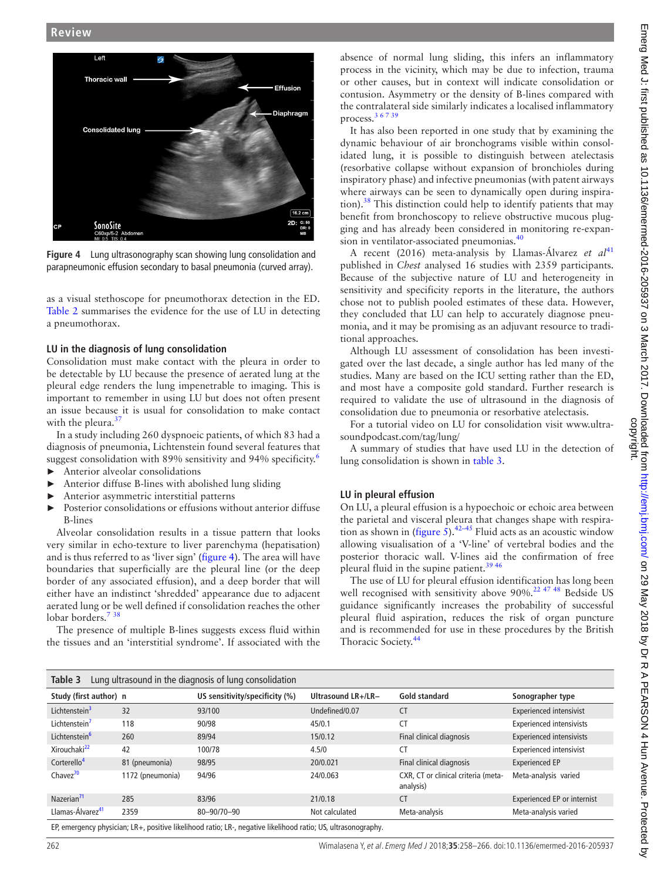Figure 4 Lung ultrasonography scan showing lung consolidation and parapneumonic effusion secondary to basal pneumonia (curved array).

as a visual stethoscope for pneumothorax detection in the ED. Table 2 summarises the evidence for the use of LU in detecting a pneumothorax.

### LU in the diagnosis of lung consolidation

Consolidation must make contact with the pleura in order to be detectable by LU because the presence of aerated lung at the pleural edge renders the lung impenetrable to imaging. This is important to remember in using LU but does not often present an issue because it is usual for consolidation to make contact with the pleura.[37]

In a study including 260 dyspnoeic patients, of which 83 had a diagnosis of pneumonia, Lichtenstein found several features that suggest consolidation with 89% sensitivity and 94% specificity.[6]

- Anterior alveolar consolidations
- Anterior diffuse B-lines with abolished lung sliding
- Anterior asymmetric interstitial patterns
- Posterior consolidations or effusions without anterior diffuse B-lines

Alveolar consolidation results in a tissue pattern that looks very similar in echo-texture to liver parenchyma (hepatisation) and is thus referred to as 'liver sign' (figure 4). The area will have boundaries that superficially are the pleural line (or the deep border of any associated effusion), and a deep border that will either have an indistinct 'shredded' appearance due to adjacent aerated lung or be well defined if consolidation reaches the other lobar borders.[7 38]

The presence of multiple B-lines suggests excess fluid within the tissues and an 'interstitial syndrome'. If associated with the absence of normal lung sliding, this infers an inflammatory process in the vicinity, which may be due to infection, trauma or other causes, but in context will indicate consolidation or contusion. Asymmetry or the density of B-lines compared with the contralateral side similarly indicates a localised inflammatory process.[3 6 7 39]

It has also been reported in one study that by examining the dynamic behaviour of air bronchograms visible within consolidated lung, it is possible to distinguish between atelectasis (resorbative collapse without expansion of bronchioles during inspiratory phase) and infective pneumonias (with patent airways where airways can be seen to dynamically open during inspiration).[38] This distinction could help to identify patients that may benefit from bronchoscopy to relieve obstructive mucous plugging and has already been considered in monitoring re-expansion in ventilator-associated pneumonias.[40]

A recent (2016) meta-analysis by Llamas-Álvarez *et al*[41] published in *Chest* analysed 16 studies with 2359 participants. Because of the subjective nature of LU and heterogeneity in sensitivity and specificity reports in the literature, the authors chose not to publish pooled estimates of these data. However, they concluded that LU can help to accurately diagnose pneumonia, and it may be promising as an adjuvant resource to traditional approaches.

Although LU assessment of consolidation has been investigated over the last decade, a single author has led many of the studies. Many are based on the ICU setting rather than the ED, and most have a composite gold standard. Further research is required to validate the use of ultrasound in the diagnosis of consolidation due to pneumonia or resorbative atelectasis.

For a tutorial video on LU for consolidation visit www.ultrasoundpodcast.com/tag/lung/

A summary of studies that have used LU in the detection of lung consolidation is shown in table 3.

### LU in pleural effusion

On LU, a pleural effusion is a hypoechoic or echoic area between the parietal and visceral pleura that changes shape with respiration as shown in (figure 5).[42–45] Fluid acts as an acoustic window allowing visualisation of a 'V-line' of vertebral bodies and the posterior thoracic wall. V-lines aid the confirmation of free pleural fluid in the supine patient.[39 46]

The use of LU for pleural effusion identification has long been well recognised with sensitivity above 90%.[22 47 48] Bedside US guidance significantly increases the probability of successful pleural fluid aspiration, reduces the risk of organ puncture and is recommended for use in these procedures by the British Thoracic Society.[44]

**Table 3** Lung ultrasound in the diagnosis of lung consolidation

| Study (first author) | n | US sensitivity/specificity (%) | Ultrasound LR+/LR− | Gold standard | Sonographer type |
|---|---|---|---|---|---|
| Lichtenstein[3] | 32 | 93/100 | Undefined/0.07 | CT | Experienced intensivist |
| Lichtenstein[7] | 118 | 90/98 | 45/0.1 | CT | Experienced intensivists |
| Lichtenstein[6] | 260 | 89/94 | 15/0.12 | Final clinical diagnosis | Experienced intensivists |
| Xirouchaki[22] | 42 | 100/78 | 4.5/0 | CT | Experienced intensivist |
| Corterello[4] | 81 (pneumonia) | 98/95 | 20/0.021 | Final clinical diagnosis | Experienced EP |
| Chavez[70] | 1172 (pneumonia) | 94/96 | 24/0.063 | CXR, CT or clinical criteria (meta-analysis) | Meta-analysis varied |
| Nazerian[71] | 285 | 83/96 | 21/0.18 | CT | Experienced EP or internist |
| Llamas-Álvarez[41] | 2359 | 80–90/70–90 | Not calculated | Meta-analysis | Meta-analysis varied |

EP, emergency physician; LR+, positive likelihood ratio; LR-, negative likelihood ratio; US, ultrasonography.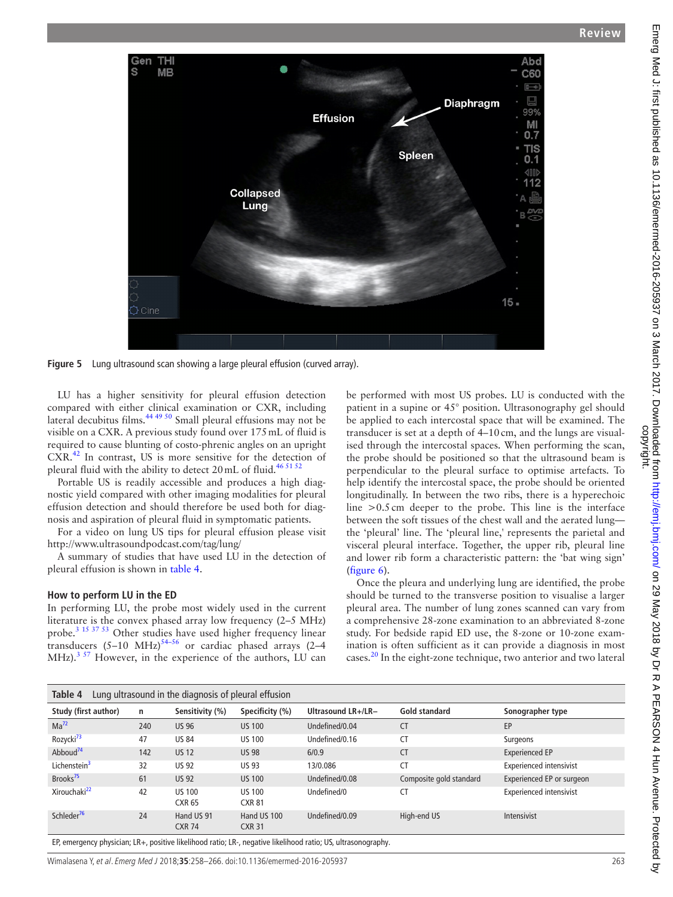Figure 5 Lung ultrasound scan showing a large pleural effusion (curved array).

LU has a higher sensitivity for pleural effusion detection compared with either clinical examination or CXR, including lateral decubitus films.[44 49 50] Small pleural effusions may not be visible on a CXR. A previous study found over 175 mL of fluid is required to cause blunting of costo-phrenic angles on an upright CXR.[42] In contrast, US is more sensitive for the detection of pleural fluid with the ability to detect 20 mL of fluid.[46 51 52]

Portable US is readily accessible and produces a high diagnostic yield compared with other imaging modalities for pleural effusion detection and should therefore be used both for diagnosis and aspiration of pleural fluid in symptomatic patients.

For a video on lung US tips for pleural effusion please visit http://www.ultrasoundpodcast.com/tag/lung/

A summary of studies that have used LU in the detection of pleural effusion is shown in table 4.

### How to perform LU in the ED

In performing LU, the probe most widely used in the current literature is the convex phased array low frequency (2–5 MHz) probe.[3 15 37 53] Other studies have used higher frequency linear transducers (5–10 MHz)[54–56] or cardiac phased arrays (2–4 MHz).[3 57] However, in the experience of the authors, LU can be performed with most US probes. LU is conducted with the patient in a supine or 45° position. Ultrasonography gel should be applied to each intercostal space that will be examined. The transducer is set at a depth of 4–10 cm, and the lungs are visualised through the intercostal spaces. When performing the scan, the probe should be positioned so that the ultrasound beam is perpendicular to the pleural surface to optimise artefacts. To help identify the intercostal space, the probe should be oriented longitudinally. In between the two ribs, there is a hyperechoic line >0.5 cm deeper to the probe. This line is the interface between the soft tissues of the chest wall and the aerated lung—the 'pleural' line. The 'pleural line,' represents the parietal and visceral pleural interface. Together, the upper rib, pleural line and lower rib form a characteristic pattern: the 'bat wing sign' (figure 6).

Once the pleura and underlying lung are identified, the probe should be turned to the transverse position to visualise a larger pleural area. The number of lung zones scanned can vary from a comprehensive 28-zone examination to an abbreviated 8-zone study. For bedside rapid ED use, the 8-zone or 10-zone examination is often sufficient as it can provide a diagnosis in most cases.[20] In the eight-zone technique, two anterior and two lateral

Table 4 Lung ultrasound in the diagnosis of pleural effusion

| Study (first author) | n | Sensitivity (%) | Specificity (%) | Ultrasound LR+/LR− | Gold standard | Sonographer type |
|---|---|---|---|---|---|---|
| Ma[72] | 240 | US 96 | US 100 | Undefined/0.04 | CT | EP |
| Rozycki[73] | 47 | US 84 | US 100 | Undefined/0.16 | CT | Surgeons |
| Abboud[74] | 142 | US 12 | US 98 | 6/0.9 | CT | Experienced EP |
| Lichenstein[3] | 32 | US 92 | US 93 | 13/0.086 | CT | Experienced intensivist |
| Brooks[75] | 61 | US 92 | US 100 | Undefined/0.08 | Composite gold standard | Experienced EP or surgeon |
| Xirouchaki[22] | 42 | US 100<br>CXR 65 | US 100<br>CXR 81 | Undefined/0 | CT | Experienced intensivist |
| Schleder[76] | 24 | Hand US 91<br>CXR 74 | Hand US 100<br>CXR 31 | Undefined/0.09 | High-end US | Intensivist |

EP, emergency physician; LR+, positive likelihood ratio; LR-, negative likelihood ratio; US, ultrasonography.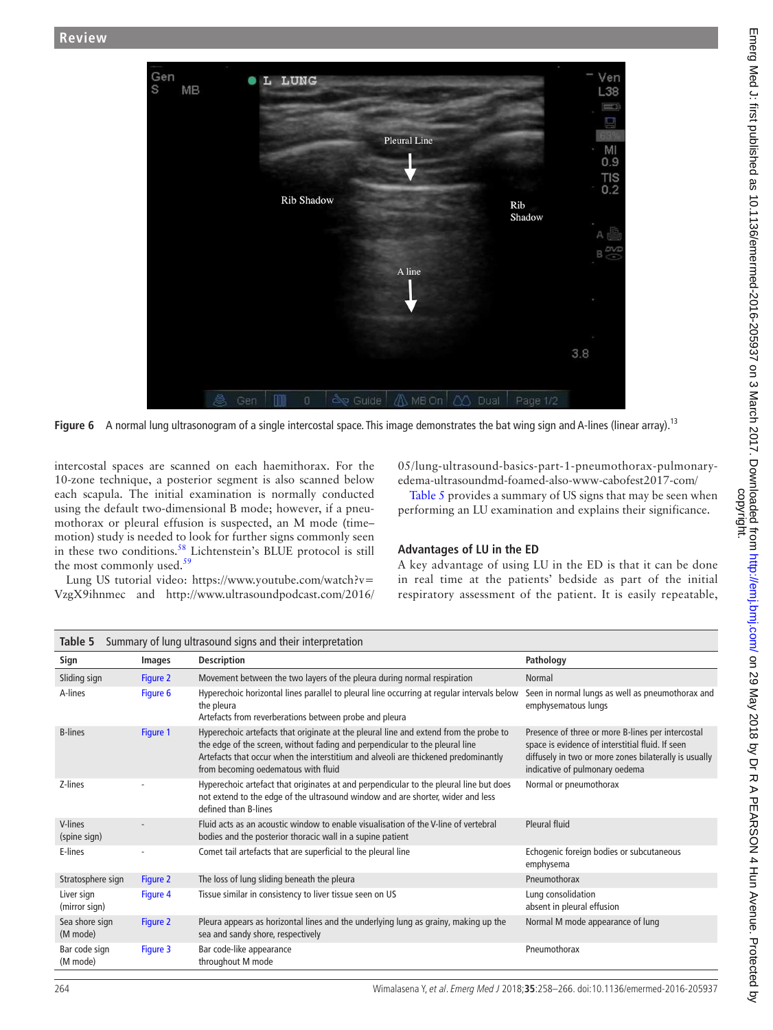Figure 6 A normal lung ultrasonogram of a single intercostal space. This image demonstrates the bat wing sign and A-lines (linear array).[13]

intercostal spaces are scanned on each haemithorax. For the 10-zone technique, a posterior segment is also scanned below each scapula. The initial examination is normally conducted using the default two-dimensional B mode; however, if a pneumothorax or pleural effusion is suspected, an M mode (time–motion) study is needed to look for further signs commonly seen in these two conditions.[58] Lichtenstein's BLUE protocol is still the most commonly used.[59]

Lung US tutorial video: https://www.youtube.com/watch?v=VzgX9ihnmec and http://www.ultrasoundpodcast.com/2016/05/lung-ultrasound-basics-part-1-pneumothorax-pulmonary-edema-ultrasoundmd-foamed-also-www-cabofest2017-com/

Table 5 provides a summary of US signs that may be seen when performing an LU examination and explains their significance.

## Advantages of LU in the ED

A key advantage of using LU in the ED is that it can be done in real time at the patients' bedside as part of the initial respiratory assessment of the patient. It is easily repeatable,

**Table 5** Summary of lung ultrasound signs and their interpretation

| Sign | Images | Description | Pathology |
|---|---|---|---|
| Sliding sign | Figure 2 | Movement between the two layers of the pleura during normal respiration | Normal |
| A-lines | Figure 6 | Hyperechoic horizontal lines parallel to pleural line occurring at regular intervals below the pleura<br>Artefacts from reverberations between probe and pleura | Seen in normal lungs as well as pneumothorax and emphysematous lungs |
| B-lines | Figure 1 | Hyperechoic artefacts that originate at the pleural line and extend from the probe to the edge of the screen, without fading and perpendicular to the pleural line<br>Artefacts that occur when the interstitium and alveoli are thickened predominantly from becoming oedematous with fluid | Presence of three or more B-lines per intercostal space is evidence of interstitial fluid. If seen diffusely in two or more zones bilaterally is usually indicative of pulmonary oedema |
| Z-lines | - | Hyperechoic artefact that originates at and perpendicular to the pleural line but does not extend to the edge of the ultrasound window and are shorter, wider and less defined than B-lines | Normal or pneumothorax |
| V-lines (spine sign) | - | Fluid acts as an acoustic window to enable visualisation of the V-line of vertebral bodies and the posterior thoracic wall in a supine patient | Pleural fluid |
| E-lines | - | Comet tail artefacts that are superficial to the pleural line | Echogenic foreign bodies or subcutaneous emphysema |
| Stratosphere sign | Figure 2 | The loss of lung sliding beneath the pleura | Pneumothorax |
| Liver sign (mirror sign) | Figure 4 | Tissue similar in consistency to liver tissue seen on US | Lung consolidation<br>absent in pleural effusion |
| Sea shore sign (M mode) | Figure 2 | Pleura appears as horizontal lines and the underlying lung as grainy, making up the sea and sandy shore, respectively | Normal M mode appearance of lung |
| Bar code sign (M mode) | Figure 3 | Bar code-like appearance throughout M mode | Pneumothorax |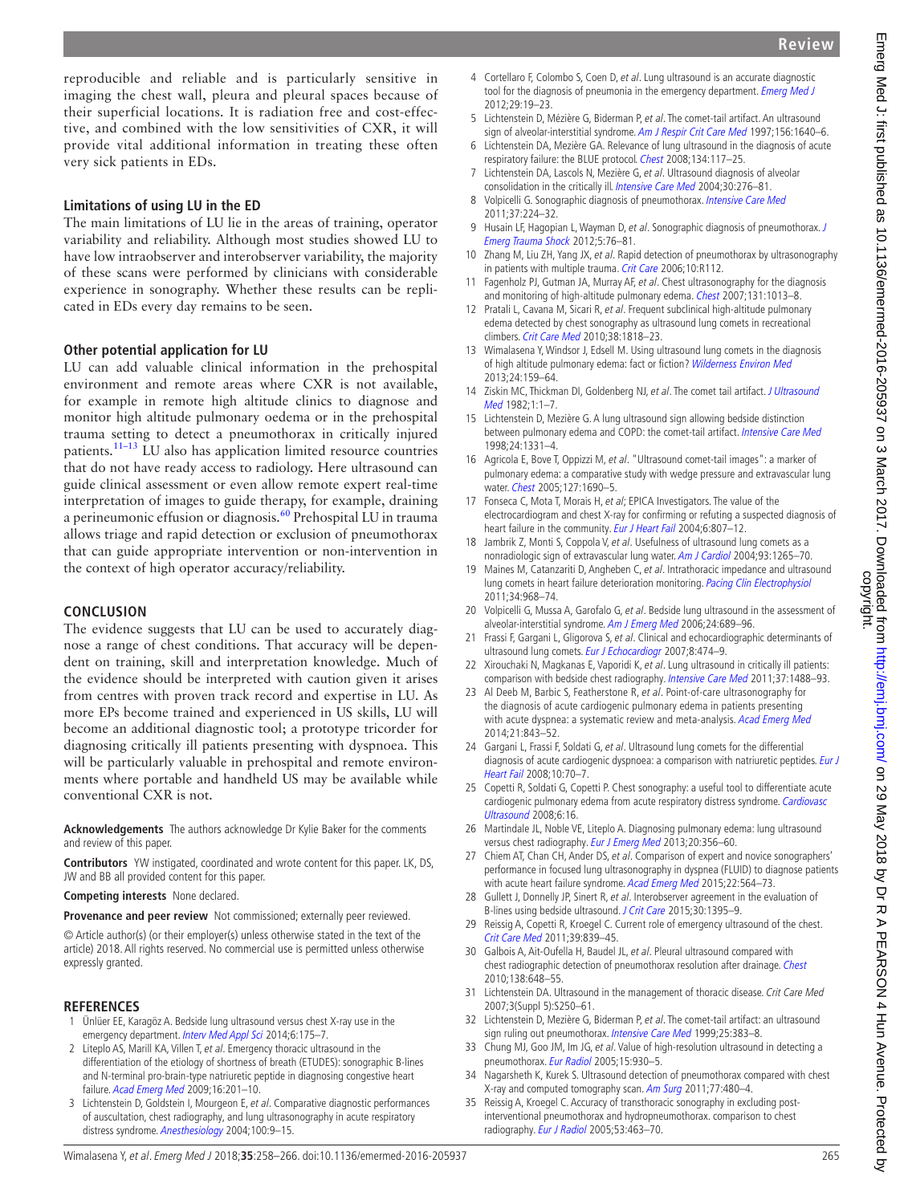reproducible and reliable and is particularly sensitive in imaging the chest wall, pleura and pleural spaces because of their superficial locations. It is radiation free and cost-effective, and combined with the low sensitivities of CXR, it will provide vital additional information in treating these often very sick patients in EDs.

### Limitations of using LU in the ED

The main limitations of LU lie in the areas of training, operator variability and reliability. Although most studies showed LU to have low intraobserver and interobserver variability, the majority of these scans were performed by clinicians with considerable experience in sonography. Whether these results can be replicated in EDs every day remains to be seen.

### Other potential application for LU

LU can add valuable clinical information in the prehospital environment and remote areas where CXR is not available, for example in remote high altitude clinics to diagnose and monitor high altitude pulmonary oedema or in the prehospital trauma setting to detect a pneumothorax in critically injured patients.[11–13] LU also has application limited resource countries that do not have ready access to radiology. Here ultrasound can guide clinical assessment or even allow remote expert real-time interpretation of images to guide therapy, for example, draining a perineumonic effusion or diagnosis.[60] Prehospital LU in trauma allows triage and rapid detection or exclusion of pneumothorax that can guide appropriate intervention or non-intervention in the context of high operator accuracy/reliability.

## CONCLUSION

The evidence suggests that LU can be used to accurately diagnose a range of chest conditions. That accuracy will be dependent on training, skill and interpretation knowledge. Much of the evidence should be interpreted with caution given it arises from centres with proven track record and expertise in LU. As more EPs become trained and experienced in US skills, LU will become an additional diagnostic tool; a prototype tricorder for diagnosing critically ill patients presenting with dyspnoea. This will be particularly valuable in prehospital and remote environments where portable and handheld US may be available while conventional CXR is not.

**Acknowledgements** The authors acknowledge Dr Kylie Baker for the comments and review of this paper.

**Contributors** YW instigated, coordinated and wrote content for this paper. LK, DS, JW and BB all provided content for this paper.

**Competing interests** None declared.

**Provenance and peer review** Not commissioned; externally peer reviewed.

© Article author(s) (or their employer(s) unless otherwise stated in the text of the article) 2018. All rights reserved. No commercial use is permitted unless otherwise expressly granted.

## REFERENCES

1. Ünlüer EE, Karagöz A. Bedside lung ultrasound versus chest X-ray use in the emergency department. *Interv Med Appl Sci* 2014;6:175–7.
2. Liteplo AS, Marill KA, Villen T, *et al*. Emergency thoracic ultrasound in the differentiation of the etiology of shortness of breath (ETUDES): sonographic B-lines and N-terminal pro-brain-type natriuretic peptide in diagnosing congestive heart failure. *Acad Emerg Med* 2009;16:201–10.
3. Lichtenstein D, Goldstein I, Mourgeon E, *et al*. Comparative diagnostic performances of auscultation, chest radiography, and lung ultrasonography in acute respiratory distress syndrome. *Anesthesiology* 2004;100:9–15.
4. Cortellaro F, Colombo S, Coen D, *et al*. Lung ultrasound is an accurate diagnostic tool for the diagnosis of pneumonia in the emergency department. *Emerg Med J* 2012;29:19–23.
5. Lichtenstein D, Mézière G, Biderman P, *et al*. The comet-tail artifact. An ultrasound sign of alveolar-interstitial syndrome. *Am J Respir Crit Care Med* 1997;156:1640–6.
6. Lichtenstein DA, Mezière GA. Relevance of lung ultrasound in the diagnosis of acute respiratory failure: the BLUE protocol. *Chest* 2008;134:117–25.
7. Lichtenstein DA, Lascols N, Mezière G, *et al*. Ultrasound diagnosis of alveolar consolidation in the critically ill. *Intensive Care Med* 2004;30:276–81.
8. Volpicelli G. Sonographic diagnosis of pneumothorax. *Intensive Care Med* 2011;37:224–32.
9. Husain LF, Hagopian L, Wayman D, *et al*. Sonographic diagnosis of pneumothorax. *J Emerg Trauma Shock* 2012;5:76–81.
10. Zhang M, Liu ZH, Yang JX, *et al*. Rapid detection of pneumothorax by ultrasonography in patients with multiple trauma. *Crit Care* 2006;10:R112.
11. Fagenholz PJ, Gutman JA, Murray AF, *et al*. Chest ultrasonography for the diagnosis and monitoring of high-altitude pulmonary edema. *Chest* 2007;131:1013–8.
12. Pratali L, Cavana M, Sicari R, *et al*. Frequent subclinical high-altitude pulmonary edema detected by chest sonography as ultrasound lung comets in recreational climbers. *Crit Care Med* 2010;38:1818–23.
13. Wimalasena Y, Windsor J, Edsell M. Using ultrasound lung comets in the diagnosis of high altitude pulmonary edema: fact or fiction? *Wilderness Environ Med* 2013;24:159–64.
14. Ziskin MC, Thickman DI, Goldenberg NJ, *et al*. The comet tail artifact. *J Ultrasound Med* 1982;1:1–7.
15. Lichtenstein D, Mezière G. A lung ultrasound sign allowing bedside distinction between pulmonary edema and COPD: the comet-tail artifact. *Intensive Care Med* 1998;24:1331–4.
16. Agricola E, Bove T, Oppizzi M, *et al*. "Ultrasound comet-tail images": a marker of pulmonary edema: a comparative study with wedge pressure and extravascular lung water. *Chest* 2005;127:1690–5.
17. Fonseca C, Mota T, Morais H, *et al*; EPICA Investigators. The value of the electrocardiogram and chest X-ray for confirming or refuting a suspected diagnosis of heart failure in the community. *Eur J Heart Fail* 2004;6:807–12.
18. Jambrik Z, Monti S, Coppola V, *et al*. Usefulness of ultrasound lung comets as a nonradiologic sign of extravascular lung water. *Am J Cardiol* 2004;93:1265–70.
19. Maines M, Catanzariti D, Angheben C, *et al*. Intrathoracic impedance and ultrasound lung comets in heart failure deterioration monitoring. *Pacing Clin Electrophysiol* 2011;34:968–74.
20. Volpicelli G, Mussa A, Garofalo G, *et al*. Bedside lung ultrasound in the assessment of alveolar-interstitial syndrome. *Am J Emerg Med* 2006;24:689–96.
21. Frassi F, Gargani L, Gligorova S, *et al*. Clinical and echocardiographic determinants of ultrasound lung comets. *Eur J Echocardiogr* 2007;8:474–9.
22. Xirouchaki N, Magkanas E, Vaporidi K, *et al*. Lung ultrasound in critically ill patients: comparison with bedside chest radiography. *Intensive Care Med* 2011;37:1488–93.
23. Al Deeb M, Barbic S, Featherstone R, *et al*. Point-of-care ultrasonography for the diagnosis of acute cardiogenic pulmonary edema in patients presenting with acute dyspnea: a systematic review and meta-analysis. *Acad Emerg Med* 2014;21:843–52.
24. Gargani L, Frassi F, Soldati G, *et al*. Ultrasound lung comets for the differential diagnosis of acute cardiogenic dyspnoea: a comparison with natriuretic peptides. *Eur J Heart Fail* 2008;10:70–7.
25. Copetti R, Soldati G, Copetti P. Chest sonography: a useful tool to differentiate acute cardiogenic pulmonary edema from acute respiratory distress syndrome. *Cardiovasc Ultrasound* 2008;6:16.
26. Martindale JL, Noble VE, Liteplo A. Diagnosing pulmonary edema: lung ultrasound versus chest radiography. *Eur J Emerg Med* 2013;20:356–60.
27. Chiem AT, Chan CH, Ander DS, *et al*. Comparison of expert and novice sonographers' performance in focused lung ultrasonography in dyspnea (FLUID) to diagnose patients with acute heart failure syndrome. *Acad Emerg Med* 2015;22:564–73.
28. Gullett J, Donnelly JP, Sinert R, *et al*. Interobserver agreement in the evaluation of B-lines using bedside ultrasound. *J Crit Care* 2015;30:1395–9.
29. Reissig A, Copetti R, Kroegel C. Current role of emergency ultrasound of the chest. *Crit Care Med* 2011;39:839–45.
30. Galbois A, Ait-Oufella H, Baudel JL, *et al*. Pleural ultrasound compared with chest radiographic detection of pneumothorax resolution after drainage. *Chest* 2010;138:648–55.
31. Lichtenstein DA. Ultrasound in the management of thoracic disease. *Crit Care Med* 2007;3(Suppl 5):S250–61.
32. Lichtenstein D, Mezière G, Biderman P, *et al*. The comet-tail artifact: an ultrasound sign ruling out pneumothorax. *Intensive Care Med* 1999;25:383–8.
33. Chung MJ, Goo JM, Im JG, *et al*. Value of high-resolution ultrasound in detecting a pneumothorax. *Eur Radiol* 2005;15:930–5.
34. Nagarsheth K, Kurek S. Ultrasound detection of pneumothorax compared with chest X-ray and computed tomography scan. *Am Surg* 2011;77:480–4.
35. Reissig A, Kroegel C. Accuracy of transthoracic sonography in excluding post-interventional pneumothorax and hydropneumothorax. comparison to chest radiography. *Eur J Radiol* 2005;53:463–70.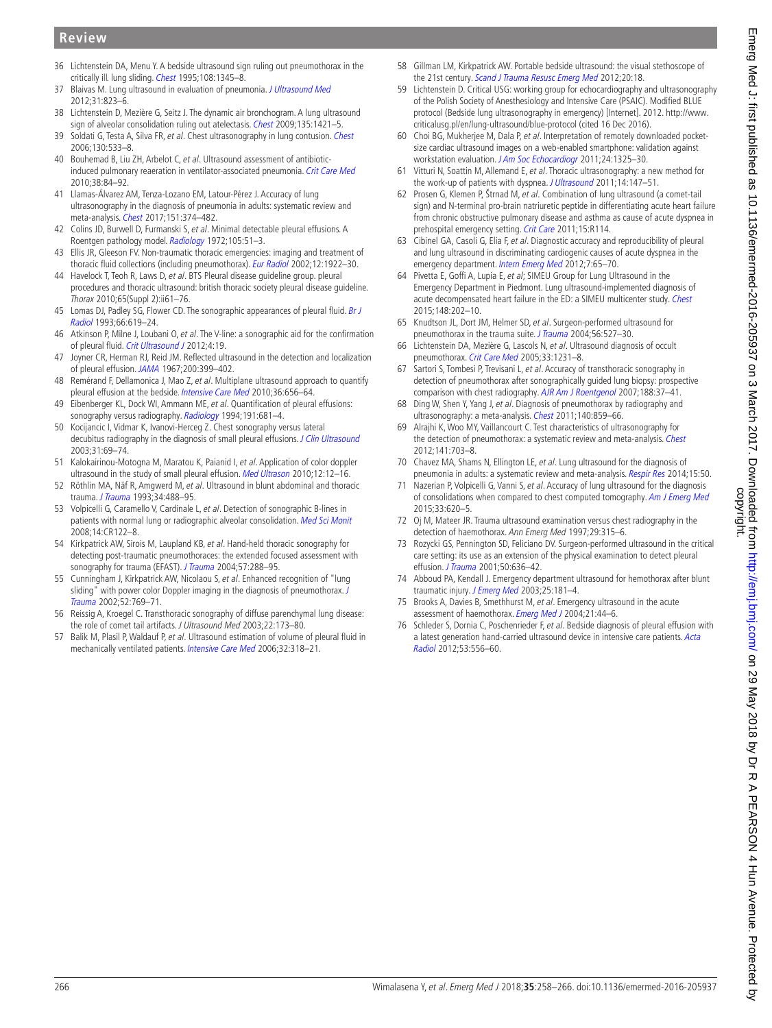36 Lichtenstein DA, Menu Y. A bedside ultrasound sign ruling out pneumothorax in the critically ill. lung sliding. *Chest* 1995;108:1345–8.
37 Blaivas M. Lung ultrasound in evaluation of pneumonia. *J Ultrasound Med* 2012;31:823–6.
38 Lichtenstein D, Mezière G, Seitz J. The dynamic air bronchogram. A lung ultrasound sign of alveolar consolidation ruling out atelectasis. *Chest* 2009;135:1421–5.
39 Soldati G, Testa A, Silva FR, *et al*. Chest ultrasonography in lung contusion. *Chest* 2006;130:533–8.
40 Bouhemad B, Liu ZH, Arbelot C, *et al*. Ultrasound assessment of antibiotic-induced pulmonary reaeration in ventilator-associated pneumonia. *Crit Care Med* 2010;38:84–92.
41 Llamas-Álvarez AM, Tenza-Lozano EM, Latour-Pérez J. Accuracy of lung ultrasonography in the diagnosis of pneumonia in adults: systematic review and meta-analysis. *Chest* 2017;151:374–482.
42 Colins JD, Burwell D, Furmanski S, *et al*. Minimal detectable pleural effusions. A Roentgen pathology model. *Radiology* 1972;105:51–3.
43 Ellis JR, Gleeson FV. Non-traumatic thoracic emergencies: imaging and treatment of thoracic fluid collections (including pneumothorax). *Eur Radiol* 2002;12:1922–30.
44 Havelock T, Teoh R, Laws D, *et al*. BTS Pleural disease guideline group. pleural procedures and thoracic ultrasound: british thoracic society pleural disease guideline. *Thorax* 2010;65(Suppl 2):ii61–76.
45 Lomas DJ, Padley SG, Flower CD. The sonographic appearances of pleural fluid. *Br J Radiol* 1993;66:619–24.
46 Atkinson P, Milne J, Loubani O, *et al*. The V-line: a sonographic aid for the confirmation of pleural fluid. *Crit Ultrasound J* 2012;4:19.
47 Joyner CR, Herman RJ, Reid JM. Reflected ultrasound in the detection and localization of pleural effusion. *JAMA* 1967;200:399–402.
48 Remérand F, Dellamonica J, Mao Z, *et al*. Multiplane ultrasound approach to quantify pleural effusion at the bedside. *Intensive Care Med* 2010;36:656–64.
49 Eibenberger KL, Dock WI, Ammann ME, *et al*. Quantification of pleural effusions: sonography versus radiography. *Radiology* 1994;191:681–4.
50 Kocijancic I, Vidmar K, Ivanovi-Herceg Z. Chest sonography versus lateral decubitus radiography in the diagnosis of small pleural effusions. *J Clin Ultrasound* 2003;31:69–74.
51 Kalokairinou-Motogna M, Maratou K, Paianid I, *et al*. Application of color doppler ultrasound in the study of small pleural effusion. *Med Ultrason* 2010;12:12–16.
52 Röthlin MA, Näf R, Amgwerd M, *et al*. Ultrasound in blunt abdominal and thoracic trauma. *J Trauma* 1993;34:488–95.
53 Volpicelli G, Caramello V, Cardinale L, *et al*. Detection of sonographic B-lines in patients with normal lung or radiographic alveolar consolidation. *Med Sci Monit* 2008;14:CR122–8.
54 Kirkpatrick AW, Sirois M, Laupland KB, *et al*. Hand-held thoracic sonography for detecting post-traumatic pneumothoraces: the extended focused assessment with sonography for trauma (EFAST). *J Trauma* 2004;57:288–95.
55 Cunningham J, Kirkpatrick AW, Nicolaou S, *et al*. Enhanced recognition of "lung sliding" with power color Doppler imaging in the diagnosis of pneumothorax. *J Trauma* 2002;52:769–71.
56 Reissig A, Kroegel C. Transthoracic sonography of diffuse parenchymal lung disease: the role of comet tail artifacts. *J Ultrasound Med* 2003;22:173–80.
57 Balik M, Plasil P, Waldauf P, *et al*. Ultrasound estimation of volume of pleural fluid in mechanically ventilated patients. *Intensive Care Med* 2006;32:318–21.
58 Gillman LM, Kirkpatrick AW. Portable bedside ultrasound: the visual stethoscope of the 21st century. *Scand J Trauma Resusc Emerg Med* 2012;20:18.
59 Lichtenstein D. Critical USG: working group for echocardiography and ultrasonography of the Polish Society of Anesthesiology and Intensive Care (PSAIC). Modified BLUE protocol (Bedside lung ultrasonography in emergency) [Internet]. 2012. http://www.criticalusg.pl/en/lung-ultrasound/blue-protocol (cited 16 Dec 2016).
60 Choi BG, Mukherjee M, Dala P, *et al*. Interpretation of remotely downloaded pocket-size cardiac ultrasound images on a web-enabled smartphone: validation against workstation evaluation. *J Am Soc Echocardiogr* 2011;24:1325–30.
61 Vitturi N, Soattin M, Allemand E, *et al*. Thoracic ultrasonography: a new method for the work-up of patients with dyspnea. *J Ultrasound* 2011;14:147–51.
62 Prosen G, Klemen P, Štrnad M, *et al*. Combination of lung ultrasound (a comet-tail sign) and N-terminal pro-brain natriuretic peptide in differentiating acute heart failure from chronic obstructive pulmonary disease and asthma as cause of acute dyspnea in prehospital emergency setting. *Crit Care* 2011;15:R114.
63 Cibinel GA, Casoli G, Elia F, *et al*. Diagnostic accuracy and reproducibility of pleural and lung ultrasound in discriminating cardiogenic causes of acute dyspnea in the emergency department. *Intern Emerg Med* 2012;7:65–70.
64 Pivetta E, Goffi A, Lupia E, *et al*; SIMEU Group for Lung Ultrasound in the Emergency Department in Piedmont. Lung ultrasound-implemented diagnosis of acute decompensated heart failure in the ED: a SIMEU multicenter study. *Chest* 2015;148:202–10.
65 Knudtson JL, Dort JM, Helmer SD, *et al*. Surgeon-performed ultrasound for pneumothorax in the trauma suite. *J Trauma* 2004;56:527–30.
66 Lichtenstein DA, Mezière G, Lascols N, *et al*. Ultrasound diagnosis of occult pneumothorax. *Crit Care Med* 2005;33:1231–8.
67 Sartori S, Tombesi P, Trevisani L, *et al*. Accuracy of transthoracic sonography in detection of pneumothorax after sonographically guided lung biopsy: prospective comparison with chest radiography. *AJR Am J Roentgenol* 2007;188:37–41.
68 Ding W, Shen Y, Yang J, *et al*. Diagnosis of pneumothorax by radiography and ultrasonography: a meta-analysis. *Chest* 2011;140:859–66.
69 Alrajhi K, Woo MY, Vaillancourt C. Test characteristics of ultrasonography for the detection of pneumothorax: a systematic review and meta-analysis. *Chest* 2012;141:703–8.
70 Chavez MA, Shams N, Ellington LE, *et al*. Lung ultrasound for the diagnosis of pneumonia in adults: a systematic review and meta-analysis. *Respir Res* 2014;15:50.
71 Nazerian P, Volpicelli G, Vanni S, *et al*. Accuracy of lung ultrasound for the diagnosis of consolidations when compared to chest computed tomography. *Am J Emerg Med* 2015;33:620–5.
72 Oj M, Mateer JR. Trauma ultrasound examination versus chest radiography in the detection of haemothorax. *Ann Emerg Med* 1997;29:315–6.
73 Rozycki GS, Pennington SD, Feliciano DV. Surgeon-performed ultrasound in the critical care setting: its use as an extension of the physical examination to detect pleural effusion. *J Trauma* 2001;50:636–42.
74 Abboud PA, Kendall J. Emergency department ultrasound for hemothorax after blunt traumatic injury. *J Emerg Med* 2003;25:181–4.
75 Brooks A, Davies B, Smethhurst M, *et al*. Emergency ultrasound in the acute assessment of haemothorax. *Emerg Med J* 2004;21:44–6.
76 Schleder S, Dornia C, Poschenrieder F, *et al*. Bedside diagnosis of pleural effusion with a latest generation hand-carried ultrasound device in intensive care patients. *Acta Radiol* 2012;53:556–60.